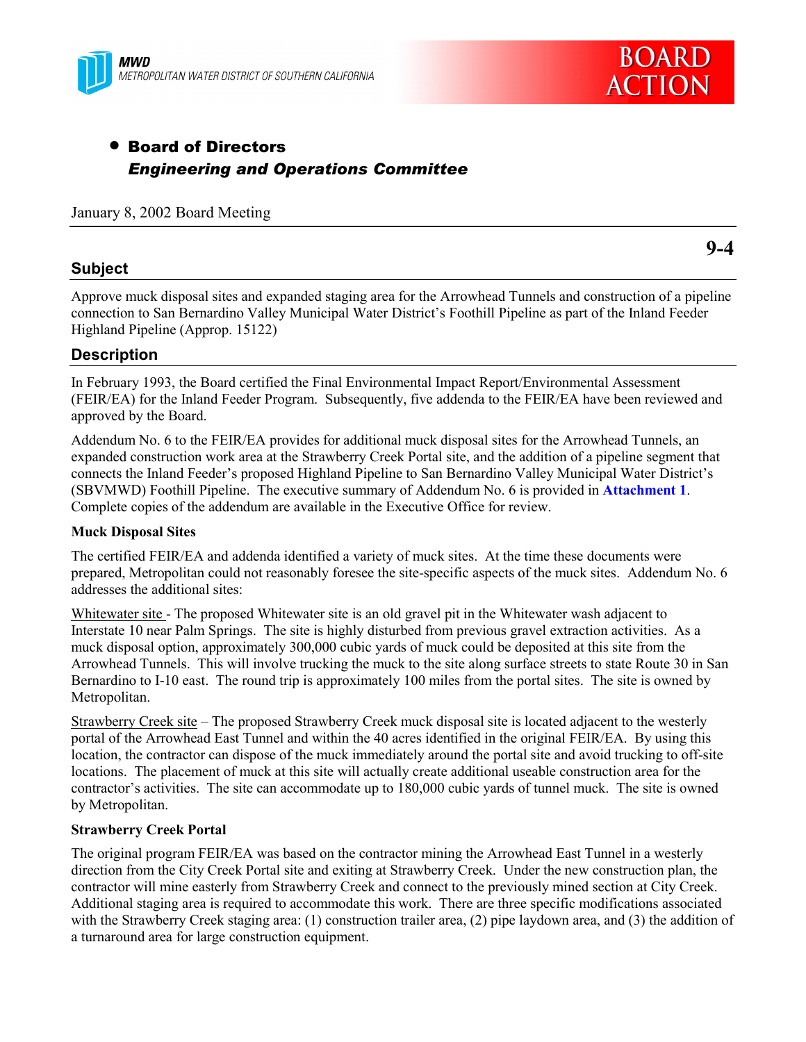MWD
METROPOLITAN WATER DISTRICT OF SOUTHERN CALIFORNIA

BOARD ACTION

- **Board of Directors**
  ***Engineering and Operations Committee***

January 8, 2002 Board Meeting

**9-4**

## Subject

Approve muck disposal sites and expanded staging area for the Arrowhead Tunnels and construction of a pipeline connection to San Bernardino Valley Municipal Water District's Foothill Pipeline as part of the Inland Feeder Highland Pipeline (Approp. 15122)

## Description

In February 1993, the Board certified the Final Environmental Impact Report/Environmental Assessment (FEIR/EA) for the Inland Feeder Program. Subsequently, five addenda to the FEIR/EA have been reviewed and approved by the Board.

Addendum No. 6 to the FEIR/EA provides for additional muck disposal sites for the Arrowhead Tunnels, an expanded construction work area at the Strawberry Creek Portal site, and the addition of a pipeline segment that connects the Inland Feeder's proposed Highland Pipeline to San Bernardino Valley Municipal Water District's (SBVMWD) Foothill Pipeline. The executive summary of Addendum No. 6 is provided in **Attachment 1**. Complete copies of the addendum are available in the Executive Office for review.

**Muck Disposal Sites**

The certified FEIR/EA and addenda identified a variety of muck sites. At the time these documents were prepared, Metropolitan could not reasonably foresee the site-specific aspects of the muck sites. Addendum No. 6 addresses the additional sites:

Whitewater site - The proposed Whitewater site is an old gravel pit in the Whitewater wash adjacent to Interstate 10 near Palm Springs. The site is highly disturbed from previous gravel extraction activities. As a muck disposal option, approximately 300,000 cubic yards of muck could be deposited at this site from the Arrowhead Tunnels. This will involve trucking the muck to the site along surface streets to state Route 30 in San Bernardino to I-10 east. The round trip is approximately 100 miles from the portal sites. The site is owned by Metropolitan.

Strawberry Creek site – The proposed Strawberry Creek muck disposal site is located adjacent to the westerly portal of the Arrowhead East Tunnel and within the 40 acres identified in the original FEIR/EA. By using this location, the contractor can dispose of the muck immediately around the portal site and avoid trucking to off-site locations. The placement of muck at this site will actually create additional useable construction area for the contractor's activities. The site can accommodate up to 180,000 cubic yards of tunnel muck. The site is owned by Metropolitan.

**Strawberry Creek Portal**

The original program FEIR/EA was based on the contractor mining the Arrowhead East Tunnel in a westerly direction from the City Creek Portal site and exiting at Strawberry Creek. Under the new construction plan, the contractor will mine easterly from Strawberry Creek and connect to the previously mined section at City Creek. Additional staging area is required to accommodate this work. There are three specific modifications associated with the Strawberry Creek staging area: (1) construction trailer area, (2) pipe laydown area, and (3) the addition of a turnaround area for large construction equipment.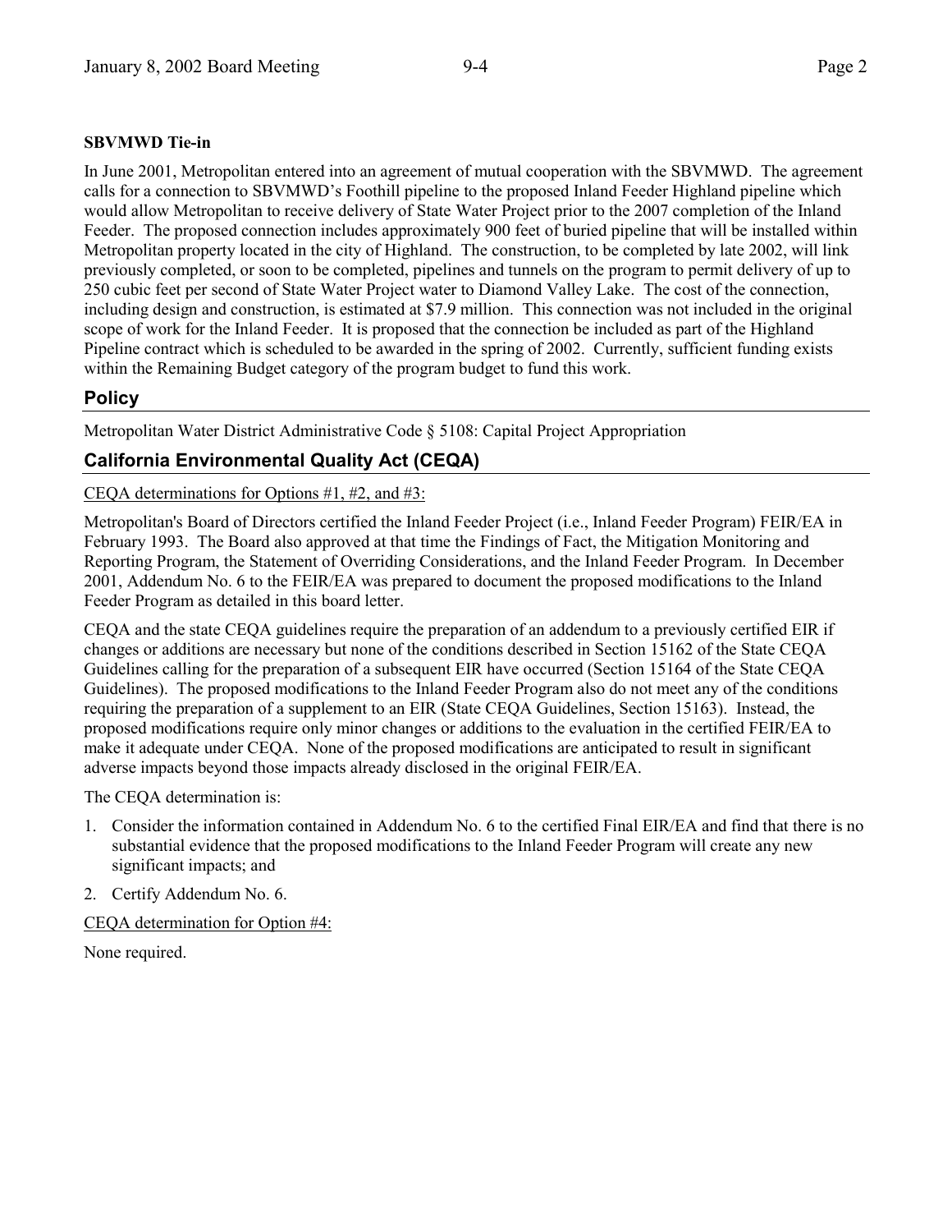**SBVMWD Tie-in**

In June 2001, Metropolitan entered into an agreement of mutual cooperation with the SBVMWD. The agreement calls for a connection to SBVMWD's Foothill pipeline to the proposed Inland Feeder Highland pipeline which would allow Metropolitan to receive delivery of State Water Project prior to the 2007 completion of the Inland Feeder. The proposed connection includes approximately 900 feet of buried pipeline that will be installed within Metropolitan property located in the city of Highland. The construction, to be completed by late 2002, will link previously completed, or soon to be completed, pipelines and tunnels on the program to permit delivery of up to 250 cubic feet per second of State Water Project water to Diamond Valley Lake. The cost of the connection, including design and construction, is estimated at $7.9 million. This connection was not included in the original scope of work for the Inland Feeder. It is proposed that the connection be included as part of the Highland Pipeline contract which is scheduled to be awarded in the spring of 2002. Currently, sufficient funding exists within the Remaining Budget category of the program budget to fund this work.

## Policy

Metropolitan Water District Administrative Code § 5108: Capital Project Appropriation

## California Environmental Quality Act (CEQA)

CEQA determinations for Options #1, #2, and #3:

Metropolitan's Board of Directors certified the Inland Feeder Project (i.e., Inland Feeder Program) FEIR/EA in February 1993. The Board also approved at that time the Findings of Fact, the Mitigation Monitoring and Reporting Program, the Statement of Overriding Considerations, and the Inland Feeder Program. In December 2001, Addendum No. 6 to the FEIR/EA was prepared to document the proposed modifications to the Inland Feeder Program as detailed in this board letter.

CEQA and the state CEQA guidelines require the preparation of an addendum to a previously certified EIR if changes or additions are necessary but none of the conditions described in Section 15162 of the State CEQA Guidelines calling for the preparation of a subsequent EIR have occurred (Section 15164 of the State CEQA Guidelines). The proposed modifications to the Inland Feeder Program also do not meet any of the conditions requiring the preparation of a supplement to an EIR (State CEQA Guidelines, Section 15163). Instead, the proposed modifications require only minor changes or additions to the evaluation in the certified FEIR/EA to make it adequate under CEQA. None of the proposed modifications are anticipated to result in significant adverse impacts beyond those impacts already disclosed in the original FEIR/EA.

The CEQA determination is:

1. Consider the information contained in Addendum No. 6 to the certified Final EIR/EA and find that there is no substantial evidence that the proposed modifications to the Inland Feeder Program will create any new significant impacts; and
2. Certify Addendum No. 6.

CEQA determination for Option #4:

None required.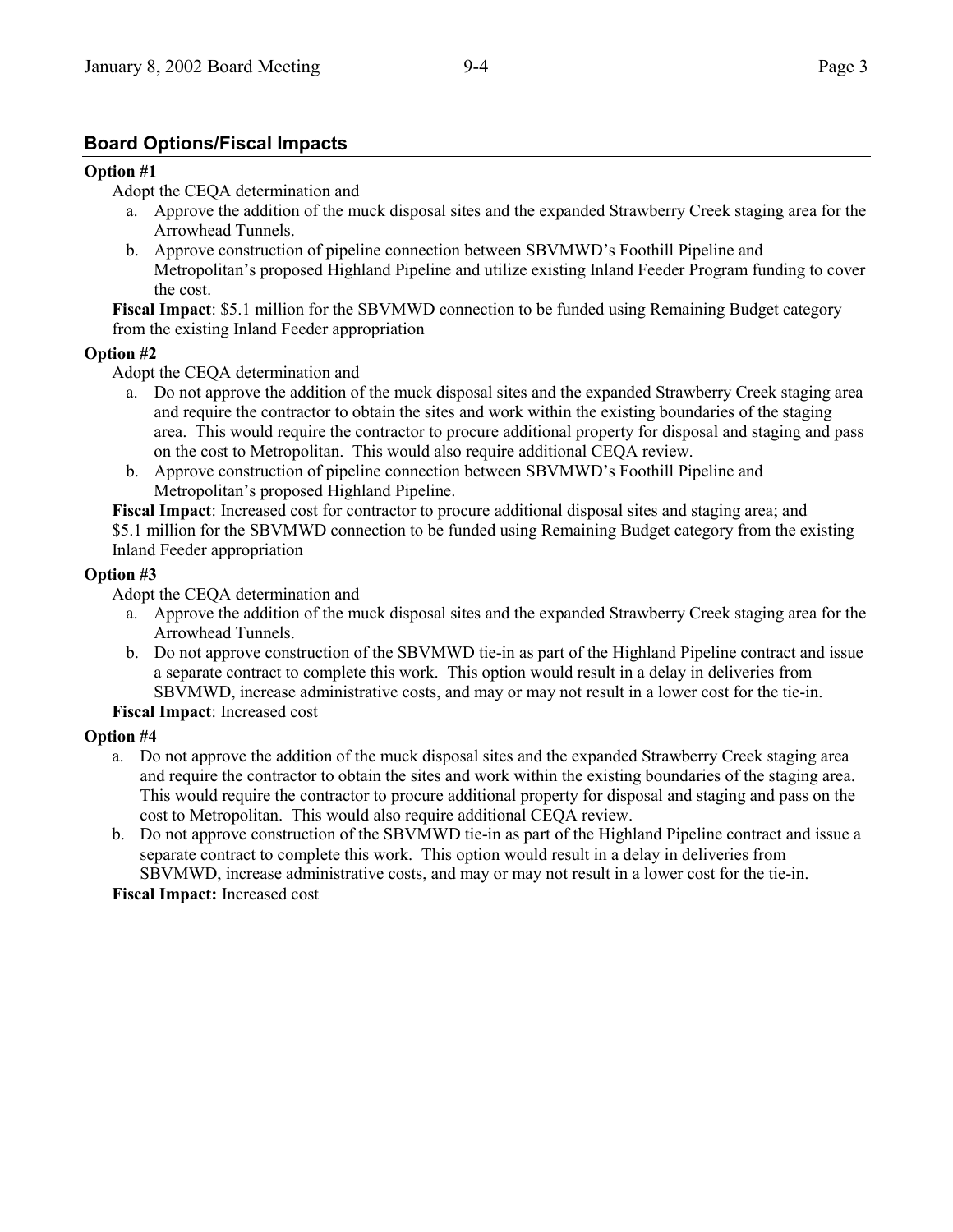## Board Options/Fiscal Impacts

**Option #1**

Adopt the CEQA determination and

a. Approve the addition of the muck disposal sites and the expanded Strawberry Creek staging area for the Arrowhead Tunnels.
b. Approve construction of pipeline connection between SBVMWD's Foothill Pipeline and Metropolitan's proposed Highland Pipeline and utilize existing Inland Feeder Program funding to cover the cost.

**Fiscal Impact**: $5.1 million for the SBVMWD connection to be funded using Remaining Budget category from the existing Inland Feeder appropriation

**Option #2**

Adopt the CEQA determination and

a. Do not approve the addition of the muck disposal sites and the expanded Strawberry Creek staging area and require the contractor to obtain the sites and work within the existing boundaries of the staging area. This would require the contractor to procure additional property for disposal and staging and pass on the cost to Metropolitan. This would also require additional CEQA review.
b. Approve construction of pipeline connection between SBVMWD's Foothill Pipeline and Metropolitan's proposed Highland Pipeline.

**Fiscal Impact**: Increased cost for contractor to procure additional disposal sites and staging area; and $5.1 million for the SBVMWD connection to be funded using Remaining Budget category from the existing Inland Feeder appropriation

**Option #3**

Adopt the CEQA determination and

a. Approve the addition of the muck disposal sites and the expanded Strawberry Creek staging area for the Arrowhead Tunnels.
b. Do not approve construction of the SBVMWD tie-in as part of the Highland Pipeline contract and issue a separate contract to complete this work. This option would result in a delay in deliveries from SBVMWD, increase administrative costs, and may or may not result in a lower cost for the tie-in.

**Fiscal Impact**: Increased cost

**Option #4**

a. Do not approve the addition of the muck disposal sites and the expanded Strawberry Creek staging area and require the contractor to obtain the sites and work within the existing boundaries of the staging area. This would require the contractor to procure additional property for disposal and staging and pass on the cost to Metropolitan. This would also require additional CEQA review.
b. Do not approve construction of the SBVMWD tie-in as part of the Highland Pipeline contract and issue a separate contract to complete this work. This option would result in a delay in deliveries from SBVMWD, increase administrative costs, and may or may not result in a lower cost for the tie-in.

**Fiscal Impact:** Increased cost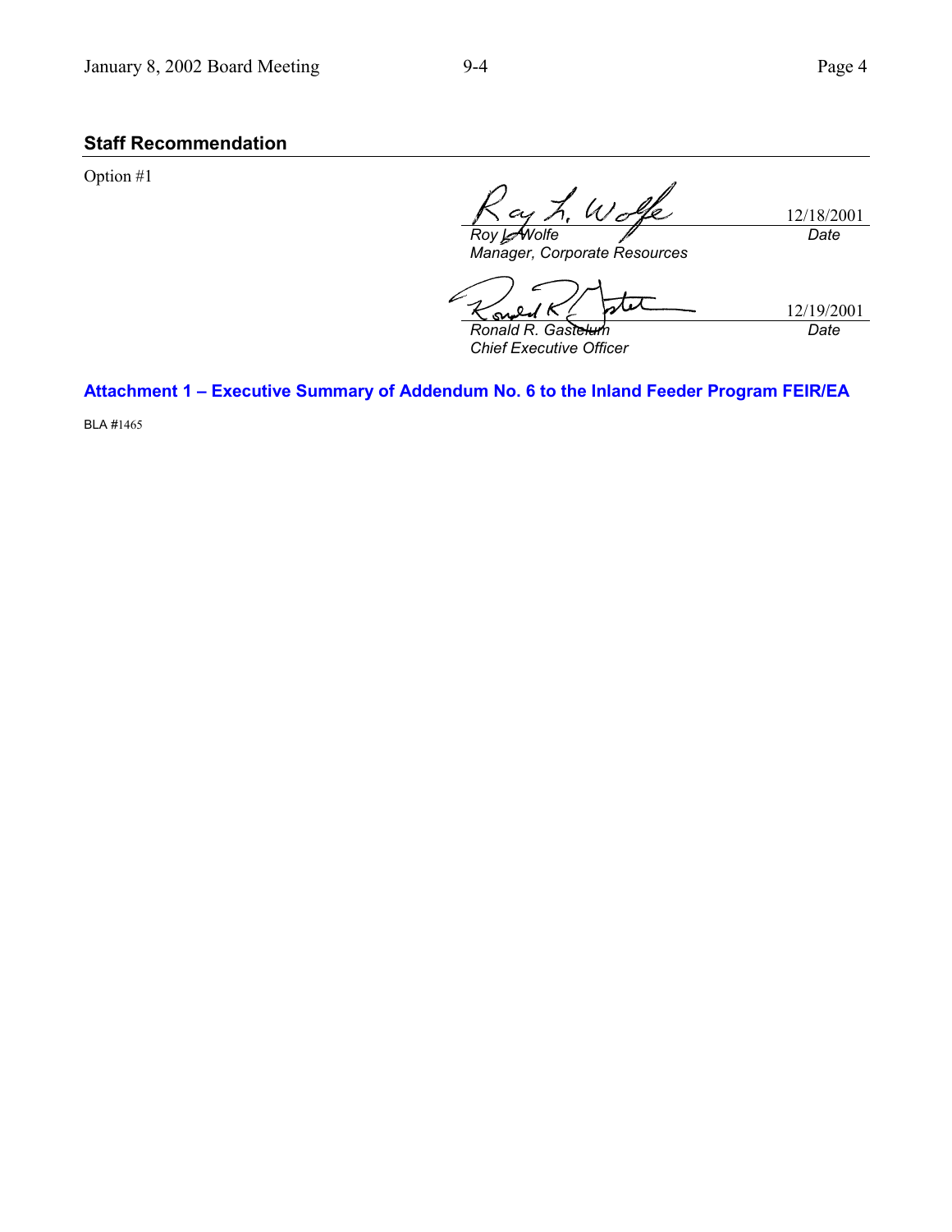## Staff Recommendation

Option #1

| | |
|---|---|
| *Roy L. Wolfe*<br>*Manager, Corporate Resources* | 12/18/2001<br>*Date* |
| *Ronald R. Gastelum*<br>*Chief Executive Officer* | 12/19/2001<br>*Date* |

**Attachment 1 – Executive Summary of Addendum No. 6 to the Inland Feeder Program FEIR/EA**

BLA #1465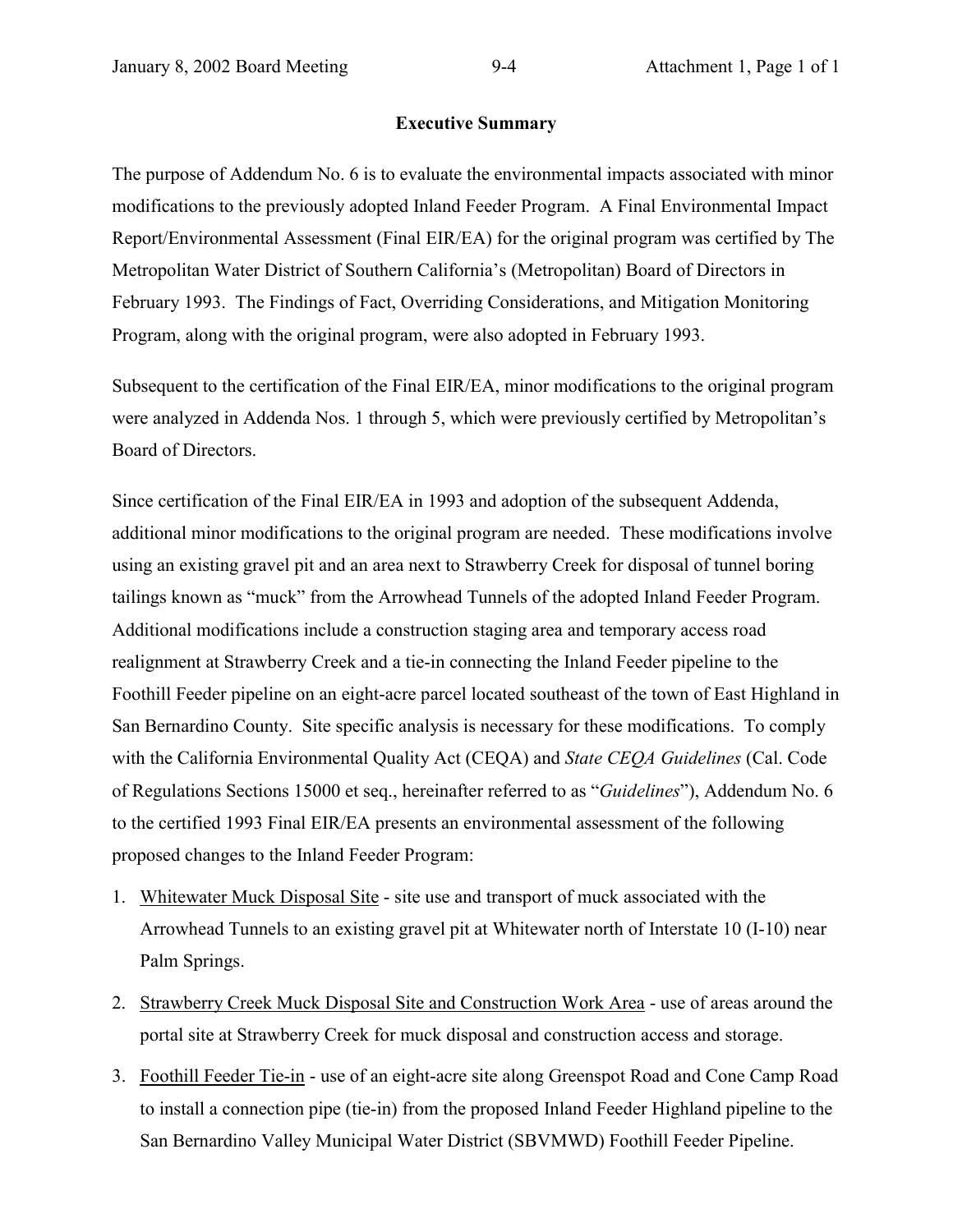**Executive Summary**

The purpose of Addendum No. 6 is to evaluate the environmental impacts associated with minor modifications to the previously adopted Inland Feeder Program. A Final Environmental Impact Report/Environmental Assessment (Final EIR/EA) for the original program was certified by The Metropolitan Water District of Southern California's (Metropolitan) Board of Directors in February 1993. The Findings of Fact, Overriding Considerations, and Mitigation Monitoring Program, along with the original program, were also adopted in February 1993.

Subsequent to the certification of the Final EIR/EA, minor modifications to the original program were analyzed in Addenda Nos. 1 through 5, which were previously certified by Metropolitan's Board of Directors.

Since certification of the Final EIR/EA in 1993 and adoption of the subsequent Addenda, additional minor modifications to the original program are needed. These modifications involve using an existing gravel pit and an area next to Strawberry Creek for disposal of tunnel boring tailings known as "muck" from the Arrowhead Tunnels of the adopted Inland Feeder Program. Additional modifications include a construction staging area and temporary access road realignment at Strawberry Creek and a tie-in connecting the Inland Feeder pipeline to the Foothill Feeder pipeline on an eight-acre parcel located southeast of the town of East Highland in San Bernardino County. Site specific analysis is necessary for these modifications. To comply with the California Environmental Quality Act (CEQA) and *State CEQA Guidelines* (Cal. Code of Regulations Sections 15000 et seq., hereinafter referred to as "*Guidelines*"), Addendum No. 6 to the certified 1993 Final EIR/EA presents an environmental assessment of the following proposed changes to the Inland Feeder Program:

1. <u>Whitewater Muck Disposal Site</u> - site use and transport of muck associated with the Arrowhead Tunnels to an existing gravel pit at Whitewater north of Interstate 10 (I-10) near Palm Springs.
2. <u>Strawberry Creek Muck Disposal Site and Construction Work Area</u> - use of areas around the portal site at Strawberry Creek for muck disposal and construction access and storage.
3. <u>Foothill Feeder Tie-in</u> - use of an eight-acre site along Greenspot Road and Cone Camp Road to install a connection pipe (tie-in) from the proposed Inland Feeder Highland pipeline to the San Bernardino Valley Municipal Water District (SBVMWD) Foothill Feeder Pipeline.